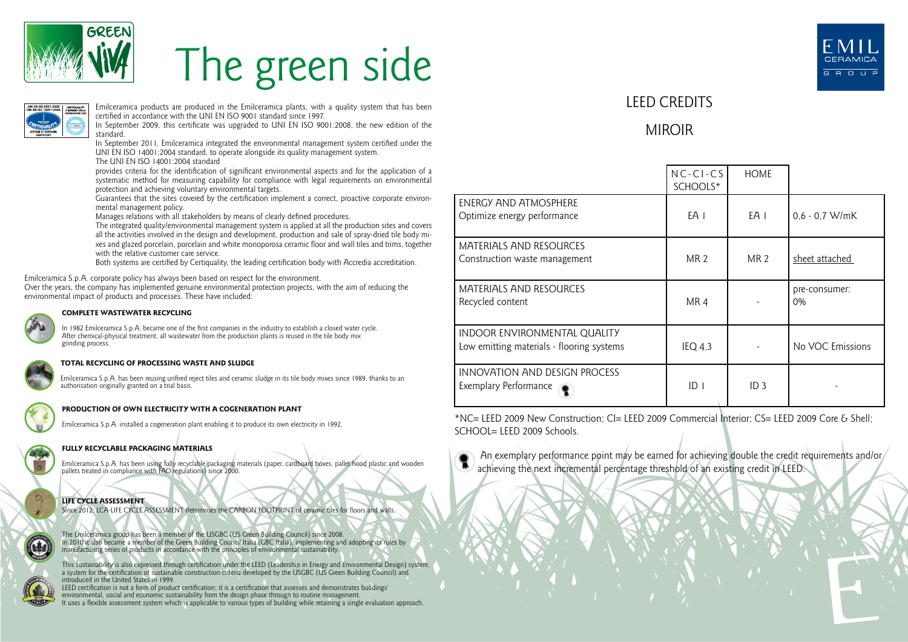# The green side

Emilceramica products are produced in the Emilceramica plants, with a quality system that has been certified in accordance with the UNI EN ISO 9001 standard since 1997.

In September 2009, this certificate was upgraded to UNI EN ISO 9001:2008, the new edition of the standard.

In September 2011, Emilceramica integrated the environmental management system certified under the UNI EN ISO 14001:2004 standard, to operate alongside its quality management system.

The UNI EN ISO 14001:2004 standard

provides criteria for the identification of significant environmental aspects and for the application of a systematic method for measuring capability for compliance with legal requirements on environmental protection and achieving voluntary environmental targets.

Guarantees that the sites covered by the certification implement a correct, proactive corporate environmental management policy.

Manages relations with all stakeholders by means of clearly defined procedures.

The integrated quality/environmental management system is applied at all the production sites and covers all the activities involved in the design and development, production and sale of spray-dried tile body mixes and glazed porcelain, porcelain and white monoporosa ceramic floor and wall tiles and trims, together with the relative customer care service.

Both systems are certified by Certiquality, the leading certification body with Accredia accreditation.

Emilceramica S.p.A. corporate policy has always been based on respect for the environment.
Over the years, the company has implemented genuine environmental protection projects, with the aim of reducing the environmental impact of products and processes. These have included:

### COMPLETE WASTEWATER RECYCLING

In 1982 Emilceramica S.p.A. became one of the first companies in the industry to establish a closed water cycle. After chemical-physical treatment, all wastewater from the production plants is reused in the tile body mix grinding process.

### TOTAL RECYCLING OF PROCESSING WASTE AND SLUDGE

Emilceramica S.p.A. has been reusing unfired reject tiles and ceramic sludge in its tile body mixes since 1989, thanks to an authorisation originally granted on a trial basis.

### PRODUCTION OF OWN ELECTRICITY WITH A COGENERATION PLANT

Emilceramica S.p.A. installed a cogeneration plant enabling it to produce its own electricity in 1992.

### FULLY RECYCLABLE PACKAGING MATERIALS

Emilceramica S.p.A. has been using fully recyclable packaging materials (paper, cardboard boxes, pallet hood plastic and wooden pallets treated in compliance with FAO regulations) since 2000.

### LIFE CYCLE ASSESSMENT

Since 2012, LCA-LIFE CYCLE ASSESSMENT determines the CARBON FOOTPRINT of ceramic tiles for floors and walls.

The Emilceramica group has been a member of the USGBC (US Green Building Council) since 2008.
In 2010 it also became a member of the Green Building Council Italia (GBC Italia), implementing and adopting its rules by manufacturing series of products in accordance with the principles of environmental sustainability.

This sustainability is also expressed through certification under the LEED (Leadership in Energy and Environmental Design) system, a system for the certification of sustainable construction criteria developed by the USGBC (US Green Building Council) and introduced in the United States in 1999.
LEED certification is not a form of product certification; it is a certification that assesses and demonstrates buildings' environmental, social and economic sustainability from the design phase through to routine management.
It uses a flexible assessment system which is applicable to various types of building while retaining a single evaluation approach.

## LEED CREDITS

## MIROIR

| | NC-CI-CS SCHOOLS* | HOME | |
|---|---|---|---|
| ENERGY AND ATMOSPHERE<br>Optimize energy performance | EA 1 | EA 1 | 0,6 - 0,7 W/mK |
| MATERIALS AND RESOURCES<br>Construction waste management | MR 2 | MR 2 | sheet attached |
| MATERIALS AND RESOURCES<br>Recycled content | MR 4 | - | pre-consumer: 0% |
| INDOOR ENVIRONMENTAL QUALITY<br>Low emitting materials - flooring systems | IEQ 4,3 | - | No VOC Emissions |
| INNOVATION AND DESIGN PROCESS<br>Exemplary Performance | ID 1 | ID 3 | - |

*NC= LEED 2009 New Construction; CI= LEED 2009 Commercial Interior; CS= LEED 2009 Core & Shell; SCHOOL= LEED 2009 Schools.

An exemplary performance point may be earned for achieving double the credit requirements and/or achieving the next incremental percentage threshold of an existing credit in LEED.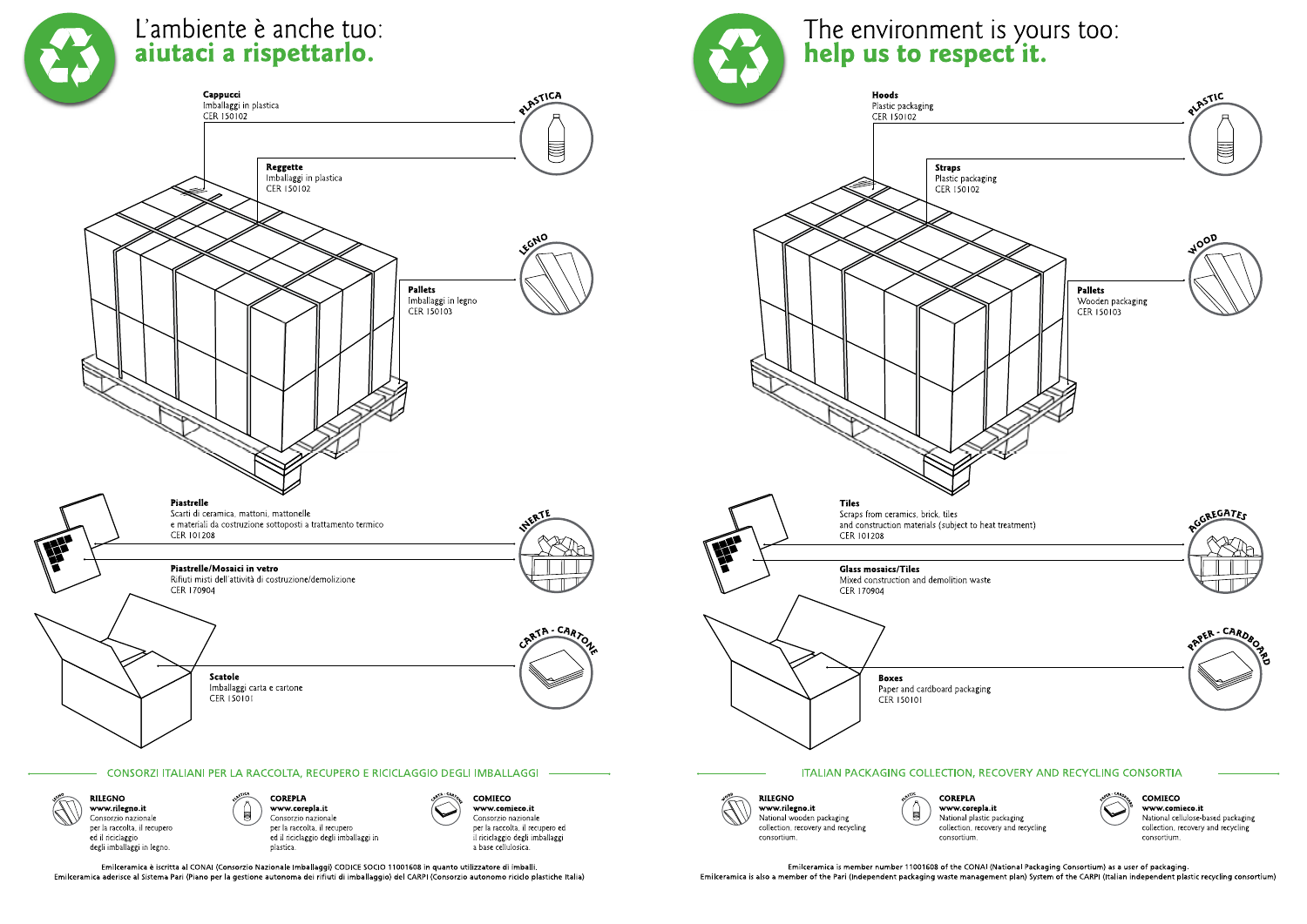# L'ambiente è anche tuo: **aiutaci a rispettarlo.**

**Cappucci**
Imballaggi in plastica
CER 150102

**Reggette**
Imballaggi in plastica
CER 150102

PLASTICA

**Pallets**
Imballaggi in legno
CER 150103

LEGNO

**Piastrelle**
Scarti di ceramica, mattoni, mattonelle
e materiali da costruzione sottoposti a trattamento termico
CER 101208

**Piastrelle/Mosaici in vetro**
Rifiuti misti dell'attività di costruzione/demolizione
CER 170904

INERTE

**Scatole**
Imballaggi carta e cartone
CER 150101

CARTA - CARTONE

## CONSORZI ITALIANI PER LA RACCOLTA, RECUPERO E RICICLAGGIO DEGLI IMBALLAGGI

**RILEGNO**
**www.rilegno.it**
Consorzio nazionale per la raccolta, il recupero ed il riciclaggio degli imballaggi in legno.

**COREPLA**
**www.corepla.it**
Consorzio nazionale per la raccolta, il recupero ed il riciclaggio degli imballaggi in plastica.

**COMIECO**
**www.comieco.it**
Consorzio nazionale per la raccolta, il recupero ed il riciclaggio degli imballaggi a base cellulosica.

Emilceramica è iscritta al CONAI (Consorzio Nazionale Imballaggi) CODICE SOCIO 11001608 in quanto utilizzatore di imballi.
Emilceramica aderisce al Sistema Pari (Piano per la gestione autonoma dei rifiuti di imballaggio) del CARPI (Consorzio autonomo riciclo plastiche Italia)

# The environment is yours too: **help us to respect it.**

**Hoods**
Plastic packaging
CER 150102

**Straps**
Plastic packaging
CER 150102

PLASTIC

**Pallets**
Wooden packaging
CER 150103

WOOD

**Tiles**
Scraps from ceramics, brick, tiles
and construction materials (subject to heat treatment)
CER 101208

**Glass mosaics/Tiles**
Mixed construction and demolition waste
CER 170904

AGGREGATES

**Boxes**
Paper and cardboard packaging
CER 150101

PAPER - CARDBOARD

## ITALIAN PACKAGING COLLECTION, RECOVERY AND RECYCLING CONSORTIA

**RILEGNO**
**www.rilegno.it**
National wooden packaging collection, recovery and recycling consortium.

**COREPLA**
**www.corepla.it**
National plastic packaging collection, recovery and recycling consortium.

**COMIECO**
**www.comieco.it**
National cellulose-based packaging collection, recovery and recycling consortium.

Emilceramica is member number 11001608 of the CONAI (National Packaging Consortium) as a user of packaging.
Emilceramica is also a member of the Pari (Independent packaging waste management plan) System of the CARPI (Italian independent plastic recycling consortium)